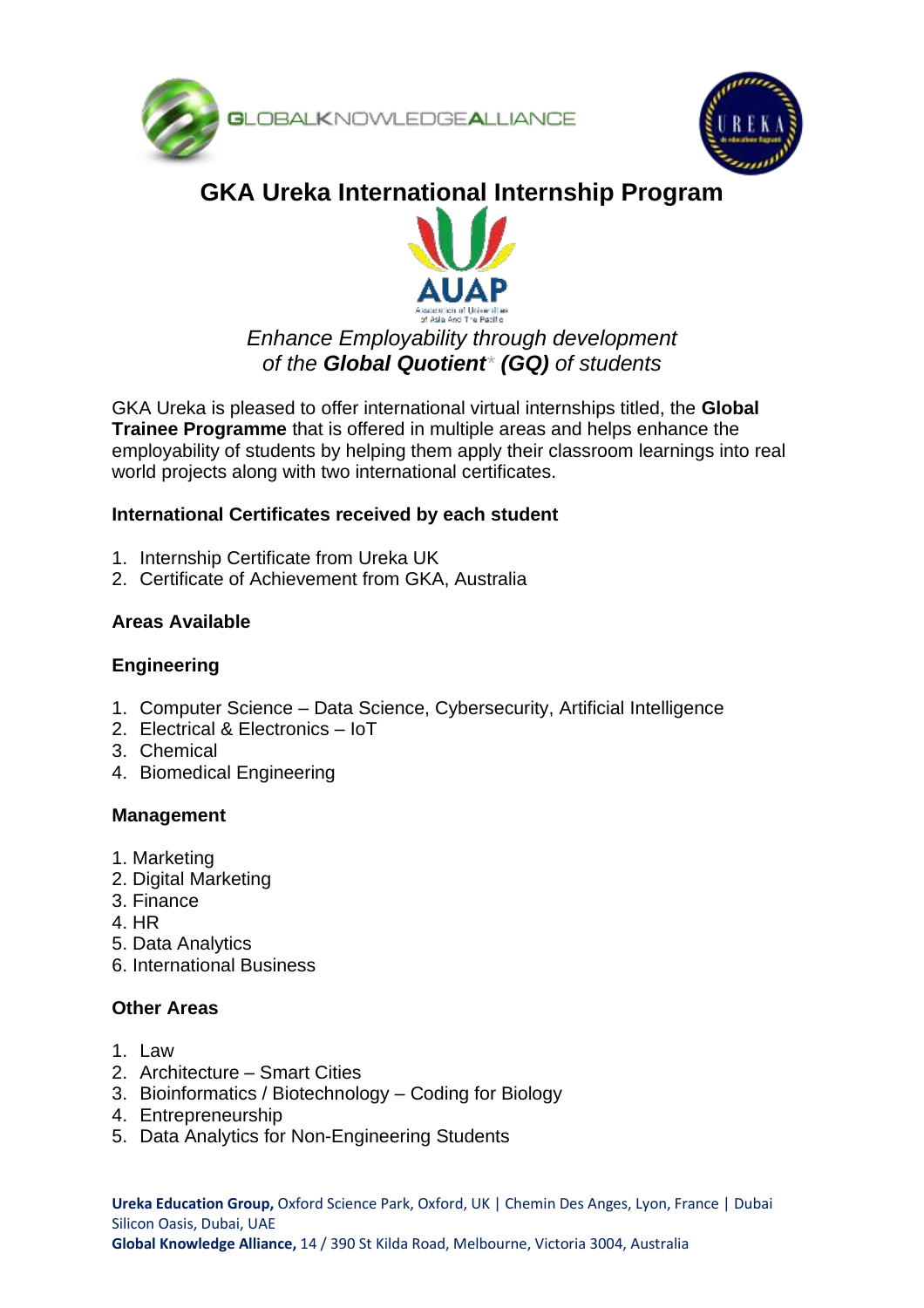# GKA Ureka International Internship Program

*Enhance Employability through development of the **Global Quotient*** *** **(GQ)** *of students*

GKA Ureka is pleased to offer international virtual internships titled, the **Global Trainee Programme** that is offered in multiple areas and helps enhance the employability of students by helping them apply their classroom learnings into real world projects along with two international certificates.

### International Certificates received by each student

1. Internship Certificate from Ureka UK
2. Certificate of Achievement from GKA, Australia

### Areas Available

### Engineering

1. Computer Science – Data Science, Cybersecurity, Artificial Intelligence
2. Electrical & Electronics – IoT
3. Chemical
4. Biomedical Engineering

### Management

1. Marketing
2. Digital Marketing
3. Finance
4. HR
5. Data Analytics
6. International Business

### Other Areas

1. Law
2. Architecture – Smart Cities
3. Bioinformatics / Biotechnology – Coding for Biology
4. Entrepreneurship
5. Data Analytics for Non-Engineering Students

**Ureka Education Group,** Oxford Science Park, Oxford, UK | Chemin Des Anges, Lyon, France | Dubai Silicon Oasis, Dubai, UAE
**Global Knowledge Alliance,** 14 / 390 St Kilda Road, Melbourne, Victoria 3004, Australia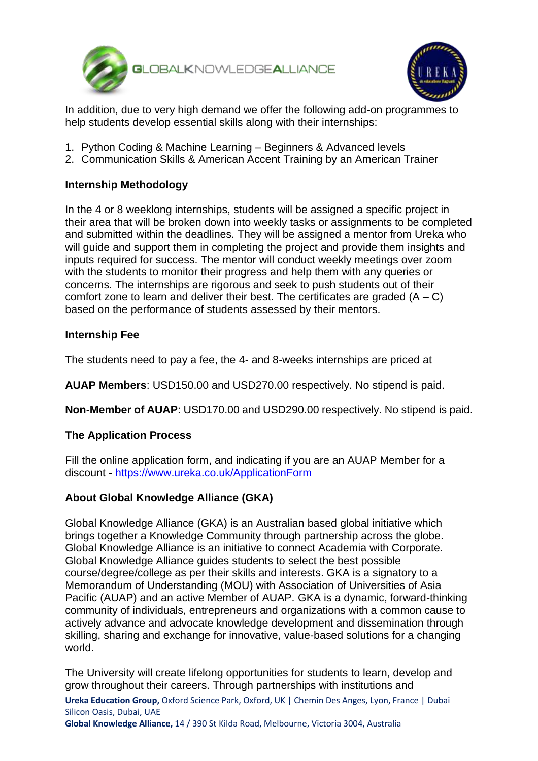In addition, due to very high demand we offer the following add-on programmes to help students develop essential skills along with their internships:

1. Python Coding & Machine Learning – Beginners & Advanced levels
2. Communication Skills & American Accent Training by an American Trainer

**Internship Methodology**

In the 4 or 8 weeklong internships, students will be assigned a specific project in their area that will be broken down into weekly tasks or assignments to be completed and submitted within the deadlines. They will be assigned a mentor from Ureka who will guide and support them in completing the project and provide them insights and inputs required for success. The mentor will conduct weekly meetings over zoom with the students to monitor their progress and help them with any queries or concerns. The internships are rigorous and seek to push students out of their comfort zone to learn and deliver their best. The certificates are graded (A – C) based on the performance of students assessed by their mentors.

**Internship Fee**

The students need to pay a fee, the 4- and 8-weeks internships are priced at

**AUAP Members**: USD150.00 and USD270.00 respectively. No stipend is paid.

**Non-Member of AUAP**: USD170.00 and USD290.00 respectively. No stipend is paid.

**The Application Process**

Fill the online application form, and indicating if you are an AUAP Member for a discount - https://www.ureka.co.uk/ApplicationForm

**About Global Knowledge Alliance (GKA)**

Global Knowledge Alliance (GKA) is an Australian based global initiative which brings together a Knowledge Community through partnership across the globe. Global Knowledge Alliance is an initiative to connect Academia with Corporate. Global Knowledge Alliance guides students to select the best possible course/degree/college as per their skills and interests. GKA is a signatory to a Memorandum of Understanding (MOU) with Association of Universities of Asia Pacific (AUAP) and an active Member of AUAP. GKA is a dynamic, forward-thinking community of individuals, entrepreneurs and organizations with a common cause to actively advance and advocate knowledge development and dissemination through skilling, sharing and exchange for innovative, value-based solutions for a changing world.

The University will create lifelong opportunities for students to learn, develop and grow throughout their careers. Through partnerships with institutions and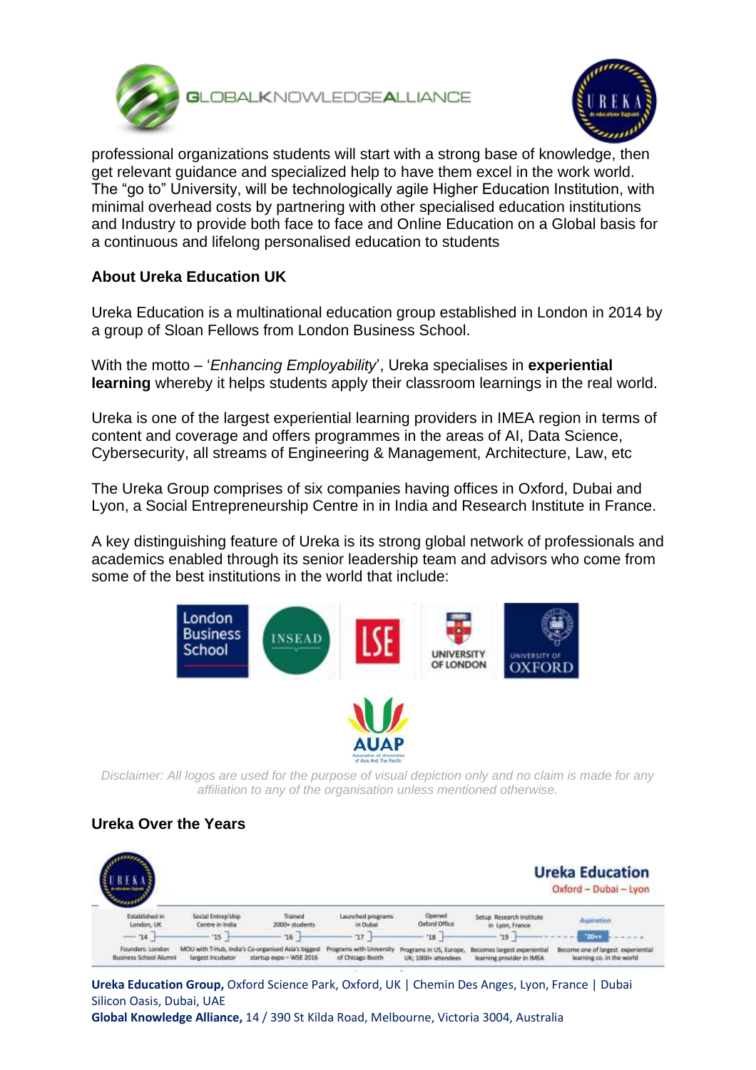professional organizations students will start with a strong base of knowledge, then get relevant guidance and specialized help to have them excel in the work world. The "go to" University, will be technologically agile Higher Education Institution, with minimal overhead costs by partnering with other specialised education institutions and Industry to provide both face to face and Online Education on a Global basis for a continuous and lifelong personalised education to students

### About Ureka Education UK

Ureka Education is a multinational education group established in London in 2014 by a group of Sloan Fellows from London Business School.

With the motto – '*Enhancing Employability*', Ureka specialises in **experiential learning** whereby it helps students apply their classroom learnings in the real world.

Ureka is one of the largest experiential learning providers in IMEA region in terms of content and coverage and offers programmes in the areas of AI, Data Science, Cybersecurity, all streams of Engineering & Management, Architecture, Law, etc

The Ureka Group comprises of six companies having offices in Oxford, Dubai and Lyon, a Social Entrepreneurship Centre in in India and Research Institute in France.

A key distinguishing feature of Ureka is its strong global network of professionals and academics enabled through its senior leadership team and advisors who come from some of the best institutions in the world that include:

*Disclaimer: All logos are used for the purpose of visual depiction only and no claim is made for any affiliation to any of the organisation unless mentioned otherwise.*

### Ureka Over the Years

**Ureka Education**
Oxford – Dubai – Lyon

| '14 | '15 | '16 | '17 | '18 | '19 | '20++ |
|---|---|---|---|---|---|---|
| Established in London, UK | Social Entrep'ship Centre in India | Trained 2000+ students | Launched programs in Dubai | Opened Oxford Office | Setup Research Institute in Lyon, France | Aspiration |
| Founders: London Business School Alumni | MOU with T-Hub, India's largest incubator | Co-organised Asia's biggest startup expo – WSE 2016 | Programs with University of Chicago Booth | Programs in US, Europe, UK; 1000+ attendees | Becomes largest experiential learning provider in IMEA | Become one of largest experiential learning co. in the world |

**Ureka Education Group,** Oxford Science Park, Oxford, UK | Chemin Des Anges, Lyon, France | Dubai Silicon Oasis, Dubai, UAE
**Global Knowledge Alliance,** 14 / 390 St Kilda Road, Melbourne, Victoria 3004, Australia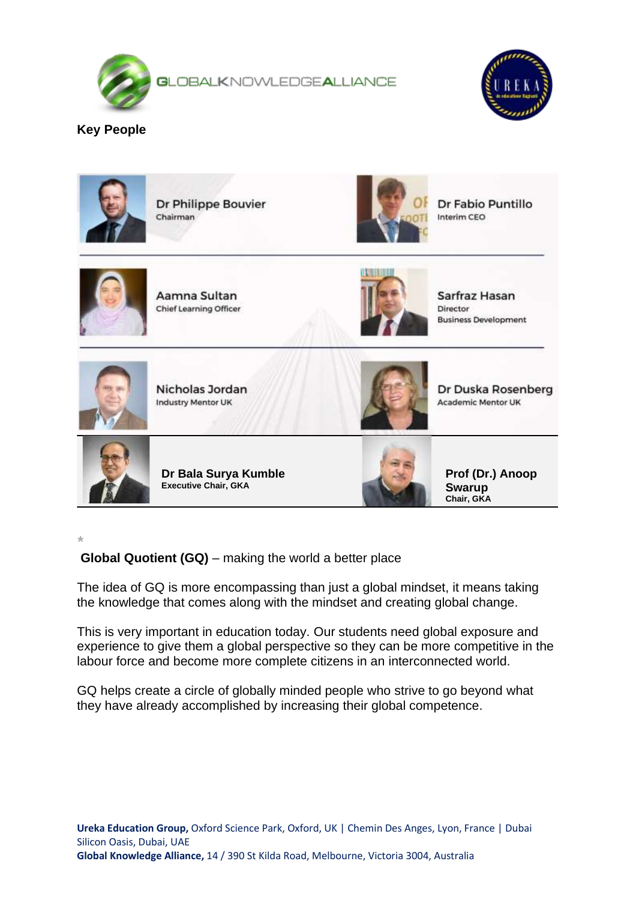GLOBALKNOWLEDGEALLIANCE

## Key People

| | |
|---|---|
| **Dr Philippe Bouvier** Chairman | **Dr Fabio Puntillo** Interim CEO |
| **Aamna Sultan** Chief Learning Officer | **Sarfraz Hasan** Director Business Development |
| **Nicholas Jordan** Industry Mentor UK | **Dr Duska Rosenberg** Academic Mentor UK |
| **Dr Bala Surya Kumble** Executive Chair, GKA | **Prof (Dr.) Anoop Swarup** Chair, GKA |

*

**Global Quotient (GQ)** – making the world a better place

The idea of GQ is more encompassing than just a global mindset, it means taking the knowledge that comes along with the mindset and creating global change.

This is very important in education today. Our students need global exposure and experience to give them a global perspective so they can be more competitive in the labour force and become more complete citizens in an interconnected world.

GQ helps create a circle of globally minded people who strive to go beyond what they have already accomplished by increasing their global competence.

**Ureka Education Group,** Oxford Science Park, Oxford, UK | Chemin Des Anges, Lyon, France | Dubai Silicon Oasis, Dubai, UAE
**Global Knowledge Alliance,** 14 / 390 St Kilda Road, Melbourne, Victoria 3004, Australia